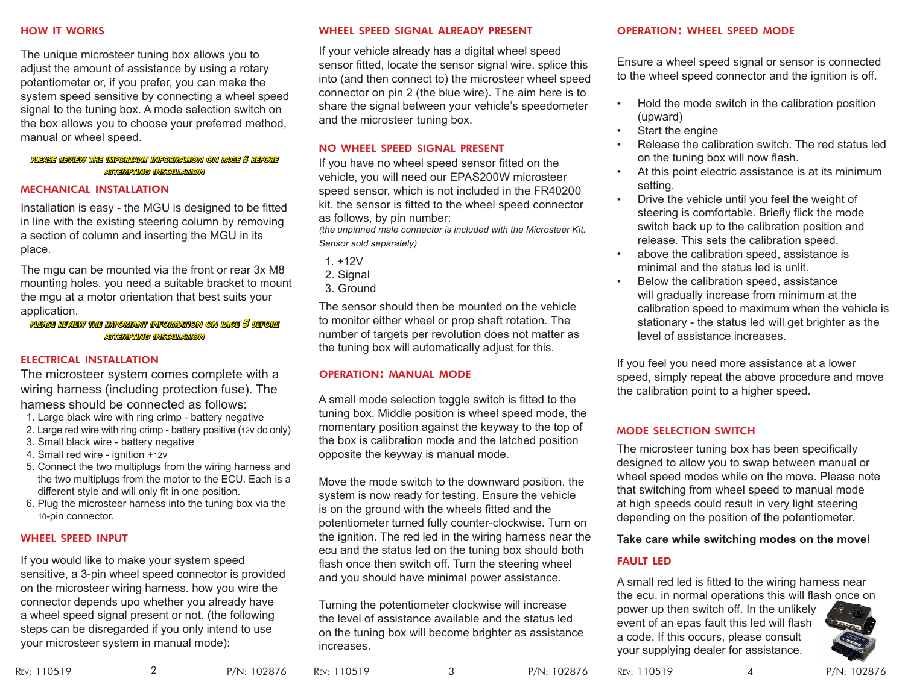## HOW IT WORKS

The unique microsteer tuning box allows you to adjust the amount of assistance by using a rotary potentiometer or, if you prefer, you can make the system speed sensitive by connecting a wheel speed signal to the tuning box. A mode selection switch on the box allows you to choose your preferred method, manual or wheel speed.

***PLEASE REVIEW THE IMPORTANT INFORMATION ON PAGE 5 BEFORE ATTEMPTING INSTALLATION***

## MECHANICAL INSTALLATION

Installation is easy - the MGU is designed to be fitted in line with the existing steering column by removing a section of column and inserting the MGU in its place.

The mgu can be mounted via the front or rear 3x M8 mounting holes. you need a suitable bracket to mount the mgu at a motor orientation that best suits your application.

***PLEASE REVIEW THE IMPORTANT INFORMATION ON PAGE 5 BEFORE ATTEMPTING INSTALLATION***

## ELECTRICAL INSTALLATION

The microsteer system comes complete with a wiring harness (including protection fuse). The harness should be connected as follows:

1. Large black wire with ring crimp - battery negative
2. Large red wire with ring crimp - battery positive (12v dc only)
3. Small black wire - battery negative
4. Small red wire - ignition +12v
5. Connect the two multiplugs from the wiring harness and the two multiplugs from the motor to the ECU. Each is a different style and will only fit in one position.
6. Plug the microsteer harness into the tuning box via the 10-pin connector.

## WHEEL SPEED INPUT

If you would like to make your system speed sensitive, a 3-pin wheel speed connector is provided on the microsteer wiring harness. how you wire the connector depends upo whether you already have a wheel speed signal present or not. (the following steps can be disregarded if you only intend to use your microsteer system in manual mode):

## WHEEL SPEED SIGNAL ALREADY PRESENT

If your vehicle already has a digital wheel speed sensor fitted, locate the sensor signal wire. splice this into (and then connect to) the microsteer wheel speed connector on pin 2 (the blue wire). The aim here is to share the signal between your vehicle's speedometer and the microsteer tuning box.

## NO WHEEL SPEED SIGNAL PRESENT

If you have no wheel speed sensor fitted on the vehicle, you will need our EPAS200W microsteer speed sensor, which is not included in the FR40200 kit. the sensor is fitted to the wheel speed connector as follows, by pin number:

*(the unpinned male connector is included with the Microsteer Kit. Sensor sold separately)*

1. +12V
2. Signal
3. Ground

The sensor should then be mounted on the vehicle to monitor either wheel or prop shaft rotation. The number of targets per revolution does not matter as the tuning box will automatically adjust for this.

## OPERATION: MANUAL MODE

A small mode selection toggle switch is fitted to the tuning box. Middle position is wheel speed mode, the momentary position against the keyway to the top of the box is calibration mode and the latched position opposite the keyway is manual mode.

Move the mode switch to the downward position. the system is now ready for testing. Ensure the vehicle is on the ground with the wheels fitted and the potentiometer turned fully counter-clockwise. Turn on the ignition. The red led in the wiring harness near the ecu and the status led on the tuning box should both flash once then switch off. Turn the steering wheel and you should have minimal power assistance.

Turning the potentiometer clockwise will increase the level of assistance available and the status led on the tuning box will become brighter as assistance increases.

## OPERATION: WHEEL SPEED MODE

Ensure a wheel speed signal or sensor is connected to the wheel speed connector and the ignition is off.

- Hold the mode switch in the calibration position (upward)
- Start the engine
- Release the calibration switch. The red status led on the tuning box will now flash.
- At this point electric assistance is at its minimum setting.
- Drive the vehicle until you feel the weight of steering is comfortable. Briefly flick the mode switch back up to the calibration position and release. This sets the calibration speed.
- above the calibration speed, assistance is minimal and the status led is unlit.
- Below the calibration speed, assistance will gradually increase from minimum at the calibration speed to maximum when the vehicle is stationary - the status led will get brighter as the level of assistance increases.

If you feel you need more assistance at a lower speed, simply repeat the above procedure and move the calibration point to a higher speed.

## MODE SELECTION SWITCH

The microsteer tuning box has been specifically designed to allow you to swap between manual or wheel speed modes while on the move. Please note that switching from wheel speed to manual mode at high speeds could result in very light steering depending on the position of the potentiometer.

**Take care while switching modes on the move!**

## FAULT LED

A small red led is fitted to the wiring harness near the ecu. in normal operations this will flash once on power up then switch off. In the unlikely event of an epas fault this led will flash a code. If this occurs, please consult your supplying dealer for assistance.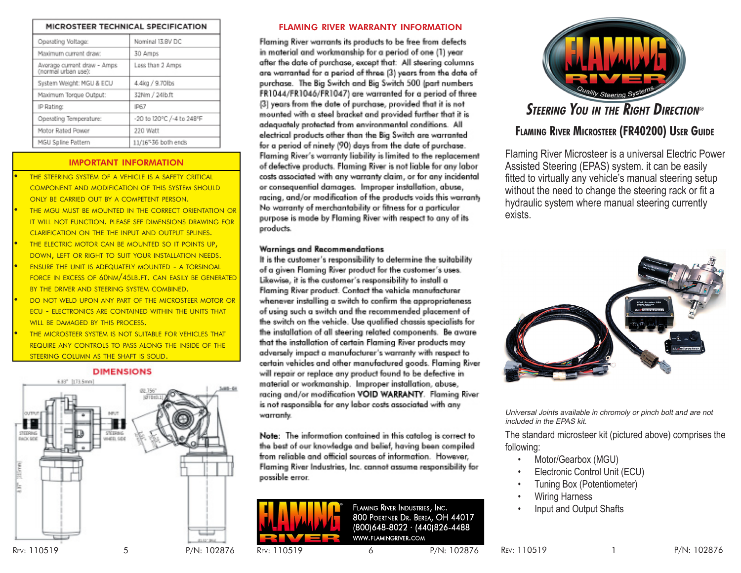## MICROSTEER TECHNICAL SPECIFICATION

| | |
|---|---|
| Operating Voltage: | Nominal 13.8V DC |
| Maximum current draw: | 30 Amps |
| Average current draw - Amps (normal urban use): | Less than 2 Amps |
| System Weight: MGU & ECU | 4.4kg / 9.70lbs |
| Maximum Torque Output: | 32Nm / 24lb.ft |
| IP Rating: | IP67 |
| Operating Temperature: | -20 to 120°C / -4 to 248°F |
| Motor Rated Power | 220 Watt |
| MGU Spline Pattern | 11/16"-36 both ends |

## IMPORTANT INFORMATION

- THE STEERING SYSTEM OF A VEHICLE IS A SAFETY CRITICAL COMPONENT AND MODIFICATION OF THIS SYSTEM SHOULD ONLY BE CARRIED OUT BY A COMPETENT PERSON.
- THE MGU MUST BE MOUNTED IN THE CORRECT ORIENTATION OR IT WILL NOT FUNCTION. PLEASE SEE DIMENSIONS DRAWING FOR CLARIFICATION ON THE THE INPUT AND OUTPUT SPLINES.
- THE ELECTRIC MOTOR CAN BE MOUNTED SO IT POINTS UP, DOWN, LEFT OR RIGHT TO SUIT YOUR INSTALLATION NEEDS.
- ENSURE THE UNIT IS ADEQUATELY MOUNTED - A TORSINOAL FORCE IN EXCESS OF 60NM/45LB.FT. CAN EASILY BE GENERATED BY THE DRIVER AND STEERING SYSTEM COMBINED.
- DO NOT WELD UPON ANY PART OF THE MICROSTEER MOTOR OR ECU - ELECTRONICS ARE CONTAINED WITHIN THE UNITS THAT WILL BE DAMAGED BY THIS PROCESS.
- THE MICROSTEER SYSTEM IS NOT SUITABLE FOR VEHICLES THAT REQUIRE ANY CONTROLS TO PASS ALONG THE INSIDE OF THE STEERING COLUMN AS THE SHAFT IS SOLID.

## DIMENSIONS

6.83" [173.5mm]

OUTPUT

INPUT

STEERING RACK SIDE

STEERING WHEEL SIDE

Ø2.756" [Ø70±0.1]

3/4B-36

## FLAMING RIVER WARRANTY INFORMATION

Flaming River warrants its products to be free from defects in material and workmanship for a period of one (1) year after the date of purchase, except that: All steering columns are warranted for a period of three (3) years from the date of purchase. The Big Switch and Big Switch 500 (part numbers FR1044/FR1046/FR1047) are warranted for a period of three (3) years from the date of purchase, provided that it is not mounted with a steel bracket and provided further that it is adequately protected from environmental conditions. All electrical products other than the Big Switch are warranted for a period of ninety (90) days from the date of purchase. Flaming River's warranty liability is limited to the replacement of defective products. Flaming River is not liable for any labor costs associated with any warranty claim, or for any incidental or consequential damages. Improper installation, abuse, racing, and/or modification of the products voids this warranty. No warranty of merchantability or fitness for a particular purpose is made by Flaming River with respect to any of its products.

**Warnings and Recommendations**

It is the customer's responsibility to determine the suitability of a given Flaming River product for the customer's uses. Likewise, it is the customer's responsibility to install a Flaming River product. Contact the vehicle manufacturer whenever installing a switch to confirm the appropriateness of using such a switch and the recommended placement of the switch on the vehicle. Use qualified chassis specialists for the installation of all steering related components. Be aware that the installation of certain Flaming River products may adversely impact a manufacturer's warranty with respect to certain vehicles and other manufactured goods. Flaming River will repair or replace any product found to be defective in material or workmanship. Improper installation, abuse, racing and/or modification **VOID WARRANTY**. Flaming River is not responsible for any labor costs associated with any warranty.

**Note:** The information contained in this catalog is correct to the best of our knowledge and belief, having been compiled from reliable and official sources of information. However, Flaming River Industries, Inc. cannot assume responsibility for possible error.

FLAMING RIVER INDUSTRIES, INC.
800 POERTNER DR. BEREA, OH 44017
(800)648-8022 · (440)826-4488
WWW.FLAMINGRIVER.COM

FLAMING RIVER
Quality Steering Systems

# STEERING YOU IN THE RIGHT DIRECTION®

## FLAMING RIVER MICROSTEER (FR40200) USER GUIDE

Flaming River Microsteer is a universal Electric Power Assisted Steering (EPAS) system. it can be easily fitted to virtually any vehicle's manual steering setup without the need to change the steering rack or fit a hydraulic system where manual steering currently exists.

*Universal Joints available in chromoly or pinch bolt and are not included in the EPAS kit.*

The standard microsteer kit (pictured above) comprises the following:

- Motor/Gearbox (MGU)
- Electronic Control Unit (ECU)
- Tuning Box (Potentiometer)
- Wiring Harness
- Input and Output Shafts